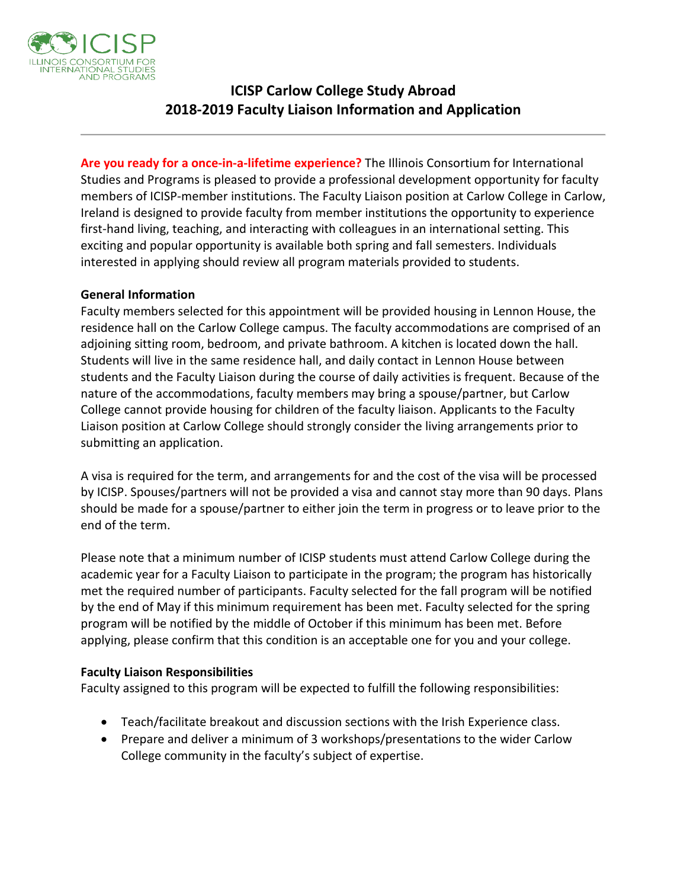ICISP
ILLINOIS CONSORTIUM FOR INTERNATIONAL STUDIES AND PROGRAMS

# ICISP Carlow College Study Abroad
# 2018-2019 Faculty Liaison Information and Application

**Are you ready for a once-in-a-lifetime experience?** The Illinois Consortium for International Studies and Programs is pleased to provide a professional development opportunity for faculty members of ICISP-member institutions. The Faculty Liaison position at Carlow College in Carlow, Ireland is designed to provide faculty from member institutions the opportunity to experience first-hand living, teaching, and interacting with colleagues in an international setting. This exciting and popular opportunity is available both spring and fall semesters. Individuals interested in applying should review all program materials provided to students.

**General Information**

Faculty members selected for this appointment will be provided housing in Lennon House, the residence hall on the Carlow College campus. The faculty accommodations are comprised of an adjoining sitting room, bedroom, and private bathroom. A kitchen is located down the hall. Students will live in the same residence hall, and daily contact in Lennon House between students and the Faculty Liaison during the course of daily activities is frequent. Because of the nature of the accommodations, faculty members may bring a spouse/partner, but Carlow College cannot provide housing for children of the faculty liaison. Applicants to the Faculty Liaison position at Carlow College should strongly consider the living arrangements prior to submitting an application.

A visa is required for the term, and arrangements for and the cost of the visa will be processed by ICISP. Spouses/partners will not be provided a visa and cannot stay more than 90 days. Plans should be made for a spouse/partner to either join the term in progress or to leave prior to the end of the term.

Please note that a minimum number of ICISP students must attend Carlow College during the academic year for a Faculty Liaison to participate in the program; the program has historically met the required number of participants. Faculty selected for the fall program will be notified by the end of May if this minimum requirement has been met. Faculty selected for the spring program will be notified by the middle of October if this minimum has been met. Before applying, please confirm that this condition is an acceptable one for you and your college.

**Faculty Liaison Responsibilities**

Faculty assigned to this program will be expected to fulfill the following responsibilities:

- Teach/facilitate breakout and discussion sections with the Irish Experience class.
- Prepare and deliver a minimum of 3 workshops/presentations to the wider Carlow College community in the faculty's subject of expertise.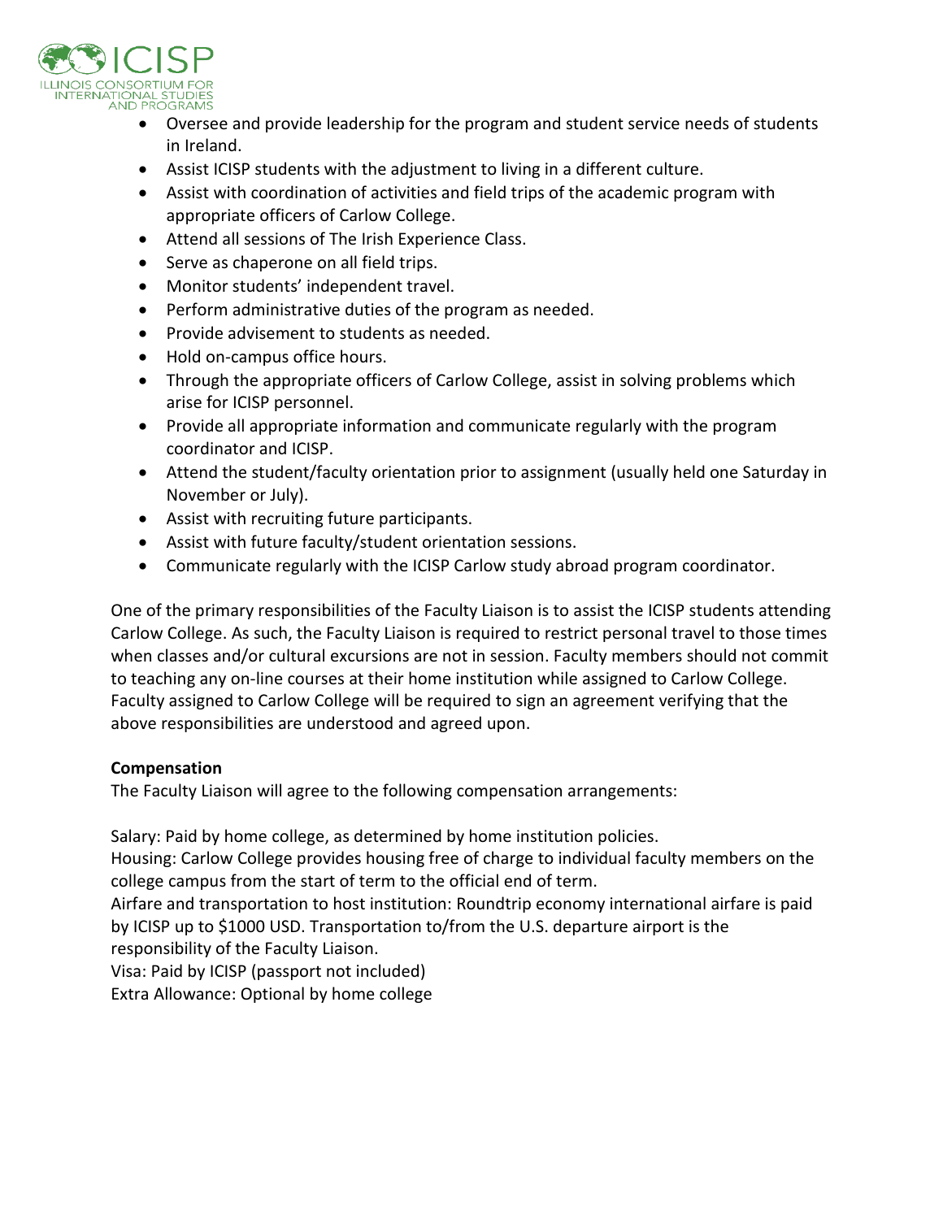- Oversee and provide leadership for the program and student service needs of students in Ireland.
- Assist ICISP students with the adjustment to living in a different culture.
- Assist with coordination of activities and field trips of the academic program with appropriate officers of Carlow College.
- Attend all sessions of The Irish Experience Class.
- Serve as chaperone on all field trips.
- Monitor students' independent travel.
- Perform administrative duties of the program as needed.
- Provide advisement to students as needed.
- Hold on-campus office hours.
- Through the appropriate officers of Carlow College, assist in solving problems which arise for ICISP personnel.
- Provide all appropriate information and communicate regularly with the program coordinator and ICISP.
- Attend the student/faculty orientation prior to assignment (usually held one Saturday in November or July).
- Assist with recruiting future participants.
- Assist with future faculty/student orientation sessions.
- Communicate regularly with the ICISP Carlow study abroad program coordinator.

One of the primary responsibilities of the Faculty Liaison is to assist the ICISP students attending Carlow College. As such, the Faculty Liaison is required to restrict personal travel to those times when classes and/or cultural excursions are not in session. Faculty members should not commit to teaching any on-line courses at their home institution while assigned to Carlow College. Faculty assigned to Carlow College will be required to sign an agreement verifying that the above responsibilities are understood and agreed upon.

**Compensation**

The Faculty Liaison will agree to the following compensation arrangements:

Salary: Paid by home college, as determined by home institution policies.
Housing: Carlow College provides housing free of charge to individual faculty members on the college campus from the start of term to the official end of term.
Airfare and transportation to host institution: Roundtrip economy international airfare is paid by ICISP up to $1000 USD. Transportation to/from the U.S. departure airport is the responsibility of the Faculty Liaison.
Visa: Paid by ICISP (passport not included)
Extra Allowance: Optional by home college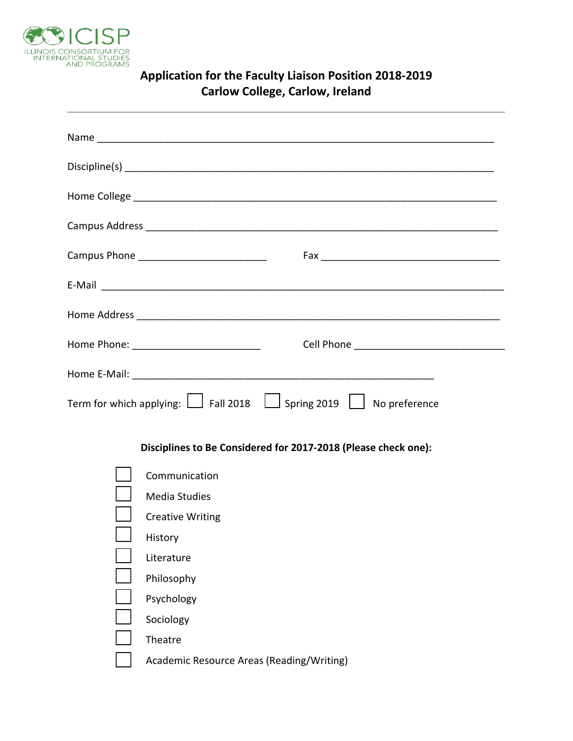ICISP
ILLINOIS CONSORTIUM FOR INTERNATIONAL STUDIES AND PROGRAMS

## Application for the Faculty Liaison Position 2018-2019
## Carlow College, Carlow, Ireland

---

Name ______________________________________________________________________

Discipline(s) _________________________________________________________________

Home College ________________________________________________________________

Campus Address ______________________________________________________________

Campus Phone ________________________ Fax ________________________________

E-Mail ______________________________________________________________________

Home Address ________________________________________________________________

Home Phone: ________________________ Cell Phone __________________________

Home E-Mail: ___________________________________________________

Term for which applying: ☐ Fall 2018 ☐ Spring 2019 ☐ No preference

**Disciplines to Be Considered for 2017-2018 (Please check one):**

- ☐ Communication
- ☐ Media Studies
- ☐ Creative Writing
- ☐ History
- ☐ Literature
- ☐ Philosophy
- ☐ Psychology
- ☐ Sociology
- ☐ Theatre
- ☐ Academic Resource Areas (Reading/Writing)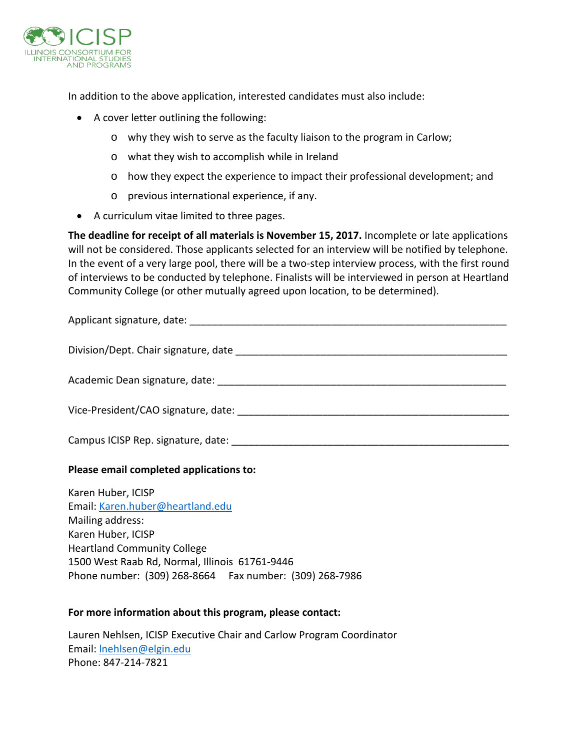In addition to the above application, interested candidates must also include:

- A cover letter outlining the following:
    - why they wish to serve as the faculty liaison to the program in Carlow;
    - what they wish to accomplish while in Ireland
    - how they expect the experience to impact their professional development; and
    - previous international experience, if any.
- A curriculum vitae limited to three pages.

**The deadline for receipt of all materials is November 15, 2017.** Incomplete or late applications will not be considered. Those applicants selected for an interview will be notified by telephone. In the event of a very large pool, there will be a two-step interview process, with the first round of interviews to be conducted by telephone. Finalists will be interviewed in person at Heartland Community College (or other mutually agreed upon location, to be determined).

Applicant signature, date: ___________________________________________________________

Division/Dept. Chair signature, date ___________________________________________________

Academic Dean signature, date: ______________________________________________________

Vice-President/CAO signature, date: ___________________________________________________

Campus ICISP Rep. signature, date: ___________________________________________________

**Please email completed applications to:**

Karen Huber, ICISP
Email: Karen.huber@heartland.edu
Mailing address:
Karen Huber, ICISP
Heartland Community College
1500 West Raab Rd, Normal, Illinois 61761-9446
Phone number: (309) 268-8664 Fax number: (309) 268-7986

**For more information about this program, please contact:**

Lauren Nehlsen, ICISP Executive Chair and Carlow Program Coordinator
Email: lnehlsen@elgin.edu
Phone: 847-214-7821